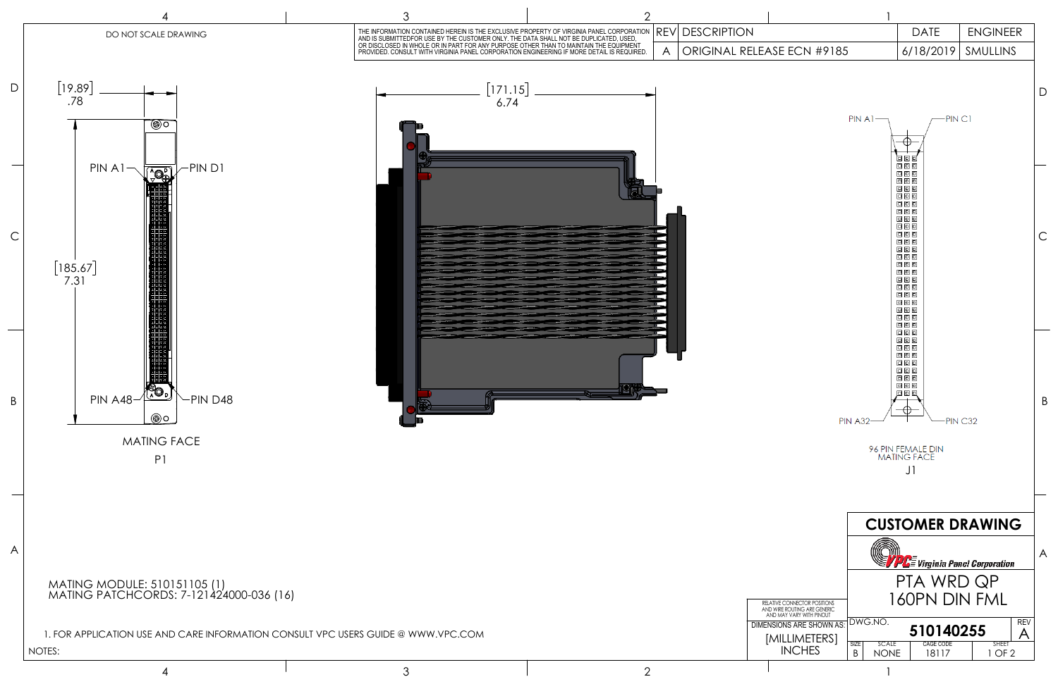DO NOT SCALE DRAWING

THE INFORMATION CONTAINED HEREIN IS THE EXCLUSIVE PROPERTY OF VIRGINIA PANEL CORPORATION AND IS SUBMITTEDFOR USE BY THE CUSTOMER ONLY. THE DATA SHALL NOT BE DUPLICATED, USED, OR DISCLOSED IN WHOLE OR IN PART FOR ANY PURPOSE OTHER THAN TO MAINTAIN THE EQUIPMENT PROVIDED. CONSULT WITH VIRGINIA PANEL CORPORATION ENGINEERING IF MORE DETAIL IS REQUIRED.

| REV | DESCRIPTION | DATE | ENGINEER |
|---|---|---|---|
| A | ORIGINAL RELEASE ECN #9185 | 6/18/2019 | SMULLINS |

[19.89] .78

[185.67] 7.31

[171.15] 6.74

PIN A1 — PIN D1

PIN A48 — PIN D48

MATING FACE
P1

PIN A1 — PIN C1

PIN A32 — PIN C32

96 PIN FEMALE DIN MATING FACE
J1

MATING MODULE: 510151105 (1)
MATING PATCHCORDS: 7-121424000-036 (16)

NOTES:

1. FOR APPLICATION USE AND CARE INFORMATION CONSULT VPC USERS GUIDE @ WWW.VPC.COM

RELATIVE CONNECTOR POSITIONS AND WIRE ROUTING ARE GENERIC AND MAY VARY WITH PINOUT

DIMENSIONS ARE SHOWN AS: [MILLIMETERS] INCHES

# CUSTOMER DRAWING

Virginia Panel Corporation

PTA WRD QP
160PN DIN FML

| SIZE | DWG.NO. | CAGE CODE | SCALE | REV | SHEET |
|---|---|---|---|---|---|
| B | 510140255 | 18117 | NONE | A | 1 OF 2 |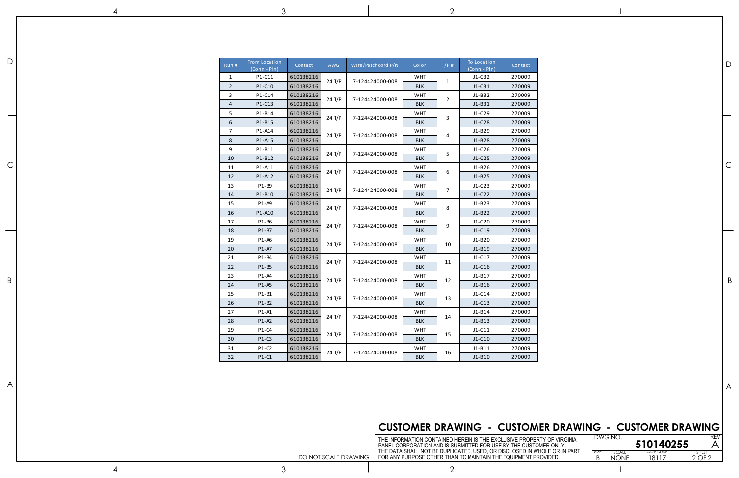| Run # | From Location (Conn - Pin) | Contact | AWG | Wire/Patchcord P/N | Color | T/P # | To Location (Conn - Pin) | Contact |
|---|---|---|---|---|---|---|---|---|
| 1 | P1-C11 | 610138216 | 24 T/P | 7-124424000-008 | WHT | 1 | J1-C32 | 270009 |
| 2 | P1-C10 | 610138216 | | | BLK | | J1-C31 | 270009 |
| 3 | P1-C14 | 610138216 | 24 T/P | 7-124424000-008 | WHT | 2 | J1-B32 | 270009 |
| 4 | P1-C13 | 610138216 | | | BLK | | J1-B31 | 270009 |
| 5 | P1-B14 | 610138216 | 24 T/P | 7-124424000-008 | WHT | 3 | J1-C29 | 270009 |
| 6 | P1-B15 | 610138216 | | | BLK | | J1-C28 | 270009 |
| 7 | P1-A14 | 610138216 | 24 T/P | 7-124424000-008 | WHT | 4 | J1-B29 | 270009 |
| 8 | P1-A15 | 610138216 | | | BLK | | J1-B28 | 270009 |
| 9 | P1-B11 | 610138216 | 24 T/P | 7-124424000-008 | WHT | 5 | J1-C26 | 270009 |
| 10 | P1-B12 | 610138216 | | | BLK | | J1-C25 | 270009 |
| 11 | P1-A11 | 610138216 | 24 T/P | 7-124424000-008 | WHT | 6 | J1-B26 | 270009 |
| 12 | P1-A12 | 610138216 | | | BLK | | J1-B25 | 270009 |
| 13 | P1-B9 | 610138216 | 24 T/P | 7-124424000-008 | WHT | 7 | J1-C23 | 270009 |
| 14 | P1-B10 | 610138216 | | | BLK | | J1-C22 | 270009 |
| 15 | P1-A9 | 610138216 | 24 T/P | 7-124424000-008 | WHT | 8 | J1-B23 | 270009 |
| 16 | P1-A10 | 610138216 | | | BLK | | J1-B22 | 270009 |
| 17 | P1-B6 | 610138216 | 24 T/P | 7-124424000-008 | WHT | 9 | J1-C20 | 270009 |
| 18 | P1-B7 | 610138216 | | | BLK | | J1-C19 | 270009 |
| 19 | P1-A6 | 610138216 | 24 T/P | 7-124424000-008 | WHT | 10 | J1-B20 | 270009 |
| 20 | P1-A7 | 610138216 | | | BLK | | J1-B19 | 270009 |
| 21 | P1-B4 | 610138216 | 24 T/P | 7-124424000-008 | WHT | 11 | J1-C17 | 270009 |
| 22 | P1-B5 | 610138216 | | | BLK | | J1-C16 | 270009 |
| 23 | P1-A4 | 610138216 | 24 T/P | 7-124424000-008 | WHT | 12 | J1-B17 | 270009 |
| 24 | P1-A5 | 610138216 | | | BLK | | J1-B16 | 270009 |
| 25 | P1-B1 | 610138216 | 24 T/P | 7-124424000-008 | WHT | 13 | J1-C14 | 270009 |
| 26 | P1-B2 | 610138216 | | | BLK | | J1-C13 | 270009 |
| 27 | P1-A1 | 610138216 | 24 T/P | 7-124424000-008 | WHT | 14 | J1-B14 | 270009 |
| 28 | P1-A2 | 610138216 | | | BLK | | J1-B13 | 270009 |
| 29 | P1-C4 | 610138216 | 24 T/P | 7-124424000-008 | WHT | 15 | J1-C11 | 270009 |
| 30 | P1-C3 | 610138216 | | | BLK | | J1-C10 | 270009 |
| 31 | P1-C2 | 610138216 | 24 T/P | 7-124424000-008 | WHT | 16 | J1-B11 | 270009 |
| 32 | P1-C1 | 610138216 | | | BLK | | J1-B10 | 270009 |

DO NOT SCALE DRAWING

**CUSTOMER DRAWING - CUSTOMER DRAWING - CUSTOMER DRAWING**

THE INFORMATION CONTAINED HEREIN IS THE EXCLUSIVE PROPERTY OF VIRGINIA PANEL CORPORATION AND IS SUBMITTED FOR USE BY THE CUSTOMER ONLY. THE DATA SHALL NOT BE DUPLICATED, USED, OR DISCLOSED IN WHOLE OR IN PART FOR ANY PURPOSE OTHER THAN TO MAINTAIN THE EQUIPMENT PROVIDED.

| DWG.NO. | | | REV |
|---|---|---|---|
| 510140255 | | | A |
| SIZE | SCALE | CAGE CODE | SHEET |
| B | NONE | 18117 | 2 OF 2 |